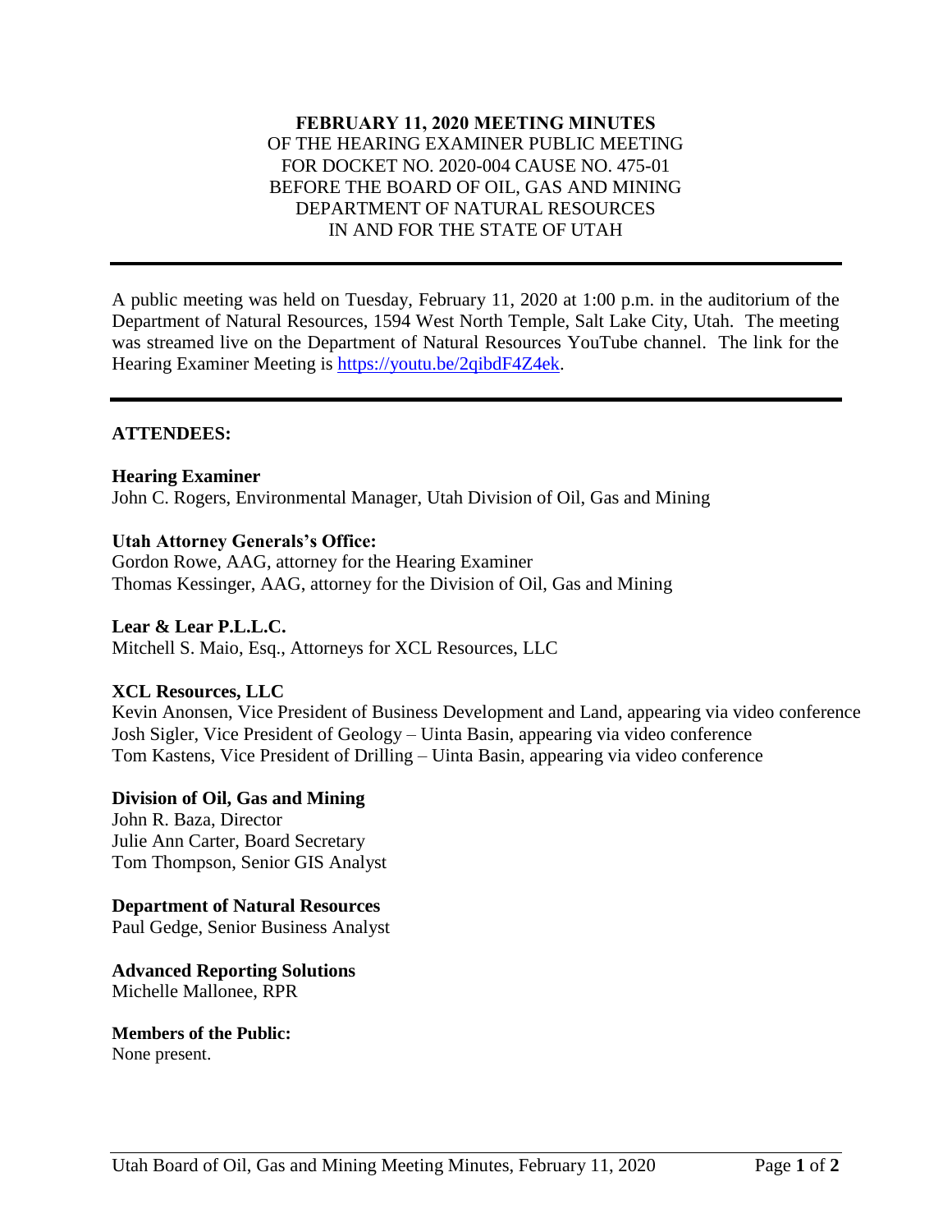**FEBRUARY 11, 2020 MEETING MINUTES**
OF THE HEARING EXAMINER PUBLIC MEETING
FOR DOCKET NO. 2020-004 CAUSE NO. 475-01
BEFORE THE BOARD OF OIL, GAS AND MINING
DEPARTMENT OF NATURAL RESOURCES
IN AND FOR THE STATE OF UTAH

---

A public meeting was held on Tuesday, February 11, 2020 at 1:00 p.m. in the auditorium of the Department of Natural Resources, 1594 West North Temple, Salt Lake City, Utah. The meeting was streamed live on the Department of Natural Resources YouTube channel. The link for the Hearing Examiner Meeting is https://youtu.be/2qibdF4Z4ek.

---

**ATTENDEES:**

**Hearing Examiner**
John C. Rogers, Environmental Manager, Utah Division of Oil, Gas and Mining

**Utah Attorney Generals's Office:**
Gordon Rowe, AAG, attorney for the Hearing Examiner
Thomas Kessinger, AAG, attorney for the Division of Oil, Gas and Mining

**Lear & Lear P.L.L.C.**
Mitchell S. Maio, Esq., Attorneys for XCL Resources, LLC

**XCL Resources, LLC**
Kevin Anonsen, Vice President of Business Development and Land, appearing via video conference
Josh Sigler, Vice President of Geology – Uinta Basin, appearing via video conference
Tom Kastens, Vice President of Drilling – Uinta Basin, appearing via video conference

**Division of Oil, Gas and Mining**
John R. Baza, Director
Julie Ann Carter, Board Secretary
Tom Thompson, Senior GIS Analyst

**Department of Natural Resources**
Paul Gedge, Senior Business Analyst

**Advanced Reporting Solutions**
Michelle Mallonee, RPR

**Members of the Public:**
None present.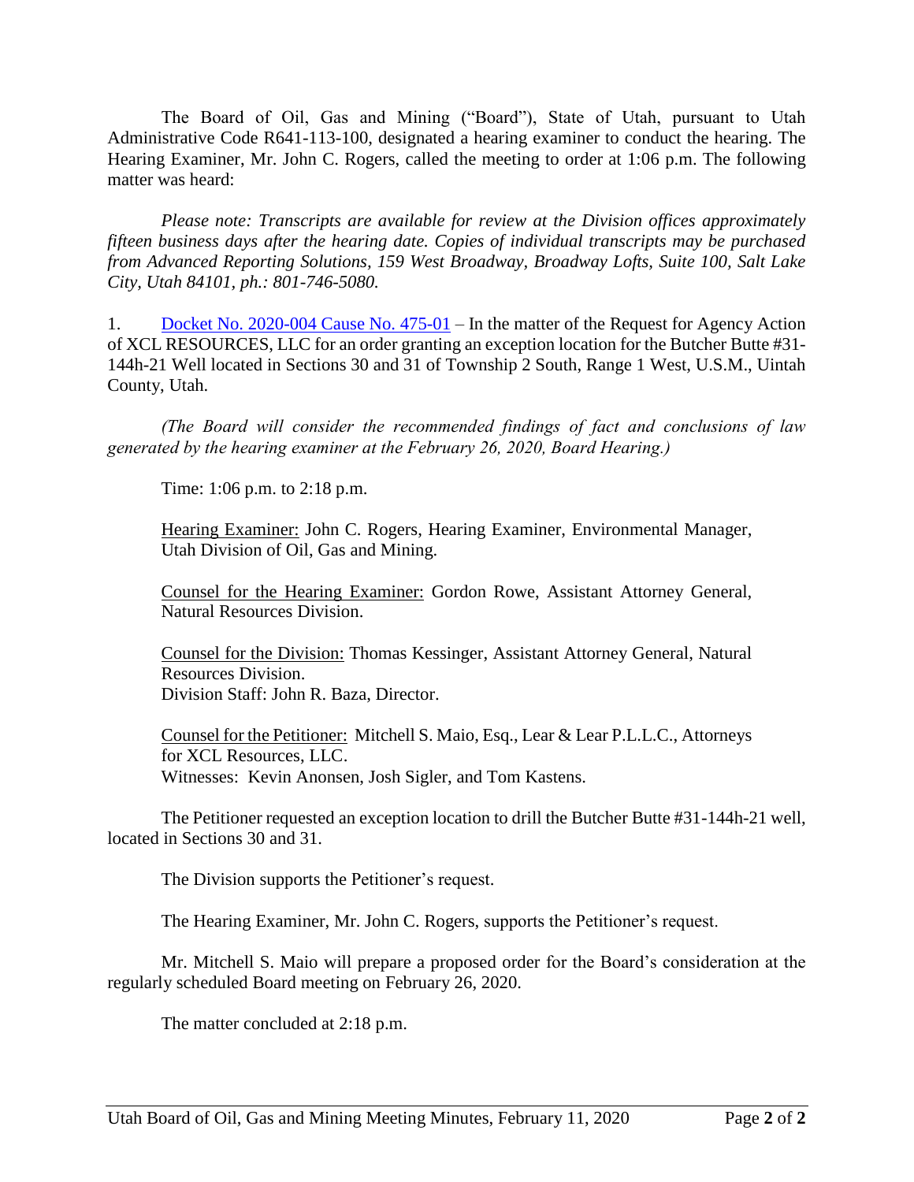The Board of Oil, Gas and Mining ("Board"), State of Utah, pursuant to Utah Administrative Code R641-113-100, designated a hearing examiner to conduct the hearing. The Hearing Examiner, Mr. John C. Rogers, called the meeting to order at 1:06 p.m. The following matter was heard:

*Please note: Transcripts are available for review at the Division offices approximately fifteen business days after the hearing date. Copies of individual transcripts may be purchased from Advanced Reporting Solutions, 159 West Broadway, Broadway Lofts, Suite 100, Salt Lake City, Utah 84101, ph.: 801-746-5080.*

1. Docket No. 2020-004 Cause No. 475-01 – In the matter of the Request for Agency Action of XCL RESOURCES, LLC for an order granting an exception location for the Butcher Butte #31-144h-21 Well located in Sections 30 and 31 of Township 2 South, Range 1 West, U.S.M., Uintah County, Utah.

*(The Board will consider the recommended findings of fact and conclusions of law generated by the hearing examiner at the February 26, 2020, Board Hearing.)*

Time: 1:06 p.m. to 2:18 p.m.

Hearing Examiner: John C. Rogers, Hearing Examiner, Environmental Manager, Utah Division of Oil, Gas and Mining.

Counsel for the Hearing Examiner: Gordon Rowe, Assistant Attorney General, Natural Resources Division.

Counsel for the Division: Thomas Kessinger, Assistant Attorney General, Natural Resources Division.
Division Staff: John R. Baza, Director.

Counsel for the Petitioner: Mitchell S. Maio, Esq., Lear & Lear P.L.L.C., Attorneys for XCL Resources, LLC.
Witnesses: Kevin Anonsen, Josh Sigler, and Tom Kastens.

The Petitioner requested an exception location to drill the Butcher Butte #31-144h-21 well, located in Sections 30 and 31.

The Division supports the Petitioner's request.

The Hearing Examiner, Mr. John C. Rogers, supports the Petitioner's request.

Mr. Mitchell S. Maio will prepare a proposed order for the Board's consideration at the regularly scheduled Board meeting on February 26, 2020.

The matter concluded at 2:18 p.m.